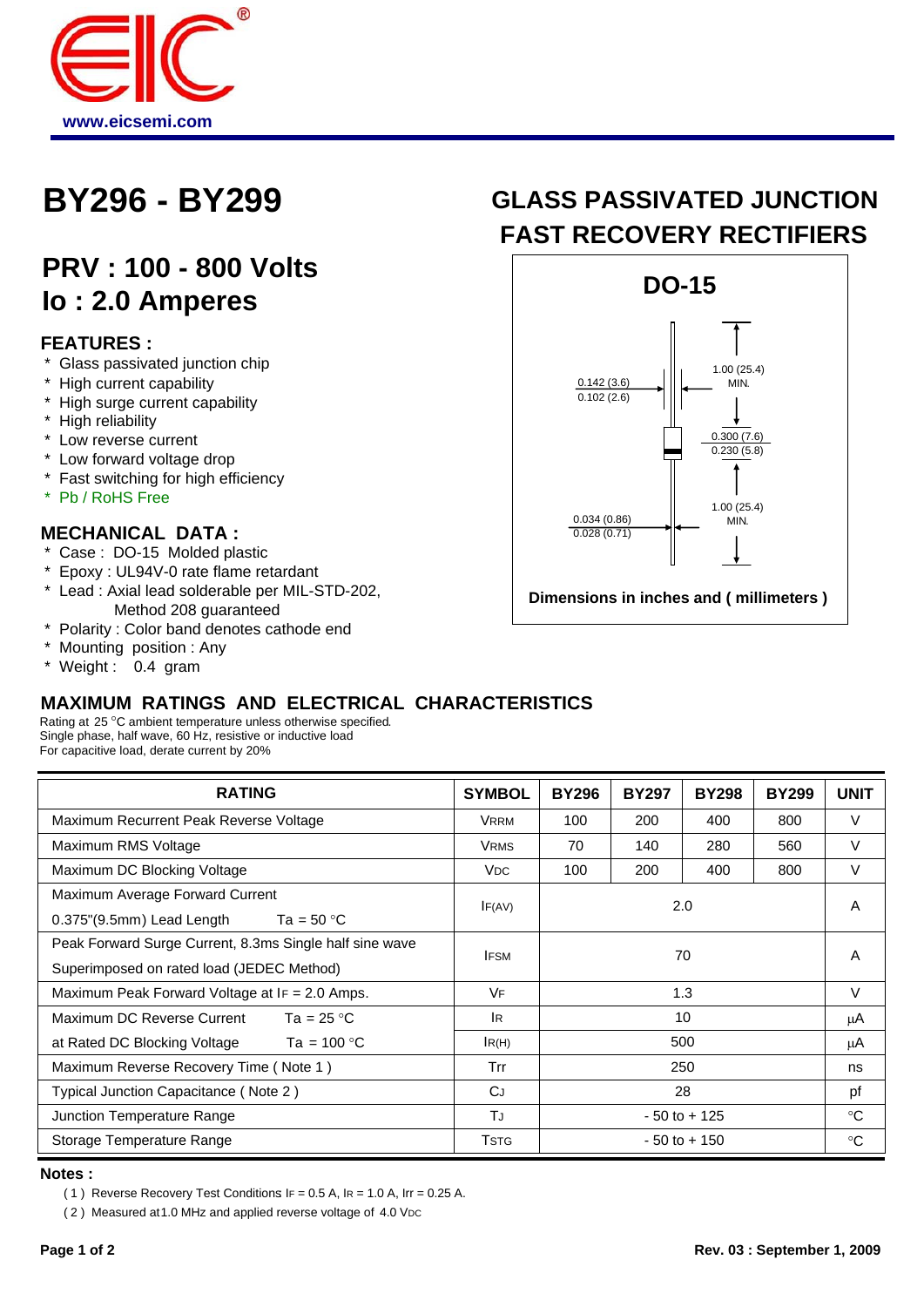# BY296 - BY299

## GLASS PASSIVATED JUNCTION FAST RECOVERY RECTIFIERS

## PRV : 100 - 800 Volts
## Io : 2.0 Amperes

### FEATURES :

* Glass passivated junction chip
* High current capability
* High surge current capability
* High reliability
* Low reverse current
* Low forward voltage drop
* Fast switching for high efficiency
* Pb / RoHS Free

### MECHANICAL DATA :

* Case : DO-15 Molded plastic
* Epoxy : UL94V-0 rate flame retardant
* Lead : Axial lead solderable per MIL-STD-202, Method 208 guaranteed
* Polarity : Color band denotes cathode end
* Mounting position : Any
* Weight : 0.4 gram

**DO-15**

0.142 (3.6) / 0.102 (2.6)

1.00 (25.4) MIN.

0.300 (7.6) / 0.230 (5.8)

1.00 (25.4) MIN.

0.034 (0.86) / 0.028 (0.71)

**Dimensions in inches and ( millimeters )**

### MAXIMUM RATINGS AND ELECTRICAL CHARACTERISTICS

Rating at 25 °C ambient temperature unless otherwise specified.
Single phase, half wave, 60 Hz, resistive or inductive load
For capacitive load, derate current by 20%

| RATING | SYMBOL | BY296 | BY297 | BY298 | BY299 | UNIT |
|---|---|---|---|---|---|---|
| Maximum Recurrent Peak Reverse Voltage | $V_{RRM}$ | 100 | 200 | 400 | 800 | V |
| Maximum RMS Voltage | $V_{RMS}$ | 70 | 140 | 280 | 560 | V |
| Maximum DC Blocking Voltage | $V_{DC}$ | 100 | 200 | 400 | 800 | V |
| Maximum Average Forward Current 0.375"(9.5mm) Lead Length Ta = 50 °C | $I_{F(AV)}$ | 2.0 | | | | A |
| Peak Forward Surge Current, 8.3ms Single half sine wave Superimposed on rated load (JEDEC Method) | $I_{FSM}$ | 70 | | | | A |
| Maximum Peak Forward Voltage at $I_F$ = 2.0 Amps. | $V_F$ | 1.3 | | | | V |
| Maximum DC Reverse Current Ta = 25 °C | $I_R$ | 10 | | | | μA |
| at Rated DC Blocking Voltage Ta = 100 °C | $I_{R(H)}$ | 500 | | | | μA |
| Maximum Reverse Recovery Time ( Note 1 ) | Trr | 250 | | | | ns |
| Typical Junction Capacitance ( Note 2 ) | $C_J$ | 28 | | | | pf |
| Junction Temperature Range | $T_J$ | - 50 to + 125 | | | | °C |
| Storage Temperature Range | $T_{STG}$ | - 50 to + 150 | | | | °C |

**Notes :**

( 1 ) Reverse Recovery Test Conditions $I_F$ = 0.5 A, $I_R$ = 1.0 A, Irr = 0.25 A.

( 2 ) Measured at1.0 MHz and applied reverse voltage of 4.0 $V_{DC}$

Rev. 03 : September 1, 2009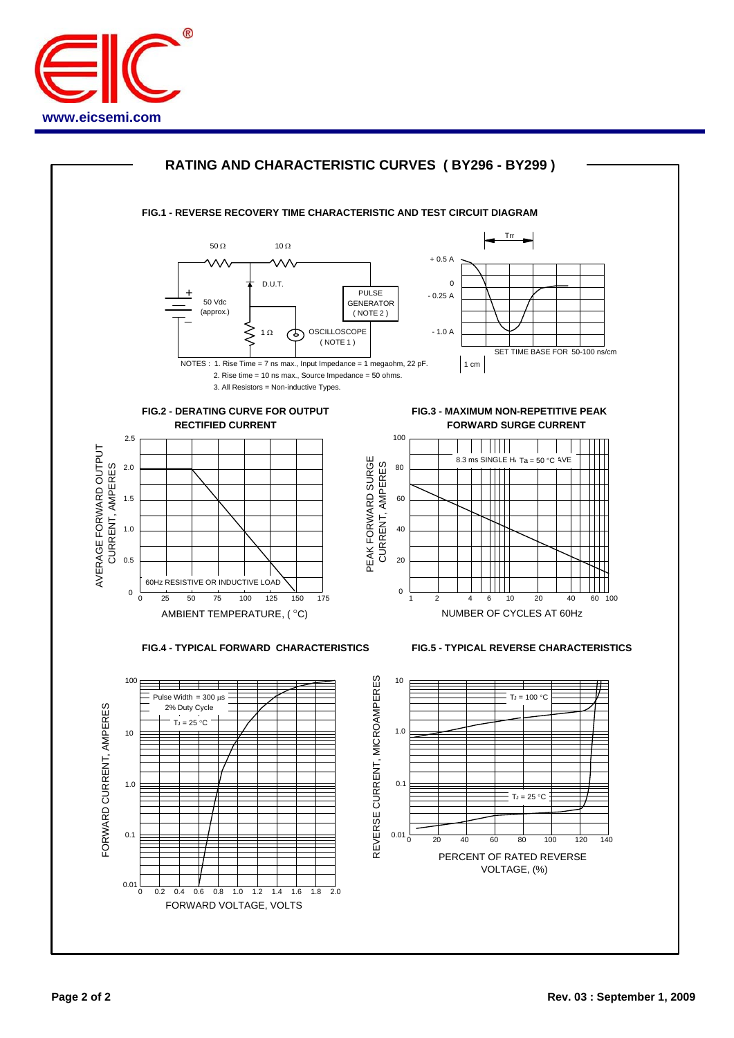# RATING AND CHARACTERISTIC CURVES ( BY296 - BY299 )

## FIG.1 - REVERSE RECOVERY TIME CHARACTERISTIC AND TEST CIRCUIT DIAGRAM

50 Ω
10 Ω
D.U.T.
+
50 Vdc
(approx.)
PULSE GENERATOR ( NOTE 2 )
1 Ω
OSCILLOSCOPE ( NOTE 1 )

Trr
+ 0.5 A
0
- 0.25 A
- 1.0 A
SET TIME BASE FOR 50-100 ns/cm
1 cm

NOTES : 1. Rise Time = 7 ns max., Input Impedance = 1 megaohm, 22 pF.
2. Rise time = 10 ns max., Source Impedance = 50 ohms.
3. All Resistors = Non-inductive Types.

## FIG.2 - DERATING CURVE FOR OUTPUT RECTIFIED CURRENT

AVERAGE FORWARD OUTPUT CURRENT, AMPERES
2.5
2.0
1.5
1.0
0.5
0
60Hz RESISTIVE OR INDUCTIVE LOAD
0 25 50 75 100 125 150 175
AMBIENT TEMPERATURE, ( °C)

## FIG.3 - MAXIMUM NON-REPETITIVE PEAK FORWARD SURGE CURRENT

PEAK FORWARD SURGE CURRENT, AMPERES
100
80
60
40
20
0
8.3 ms SINGLE HALF SINE WAVE
Ta = 50 °C
1 2 4 6 10 20 40 60 100
NUMBER OF CYCLES AT 60Hz

## FIG.4 - TYPICAL FORWARD CHARACTERISTICS

FORWARD CURRENT, AMPERES
100
10
1.0
0.1
0.01
Pulse Width = 300 μs
2% Duty Cycle
$T_J$ = 25 °C
0 0.2 0.4 0.6 0.8 1.0 1.2 1.4 1.6 1.8 2.0
FORWARD VOLTAGE, VOLTS

## FIG.5 - TYPICAL REVERSE CHARACTERISTICS

REVERSE CURRENT, MICROAMPERES
10
1.0
0.1
0.01
$T_J$ = 100 °C
$T_J$ = 25 °C
0 20 40 60 80 100 120 140
PERCENT OF RATED REVERSE VOLTAGE, (%)